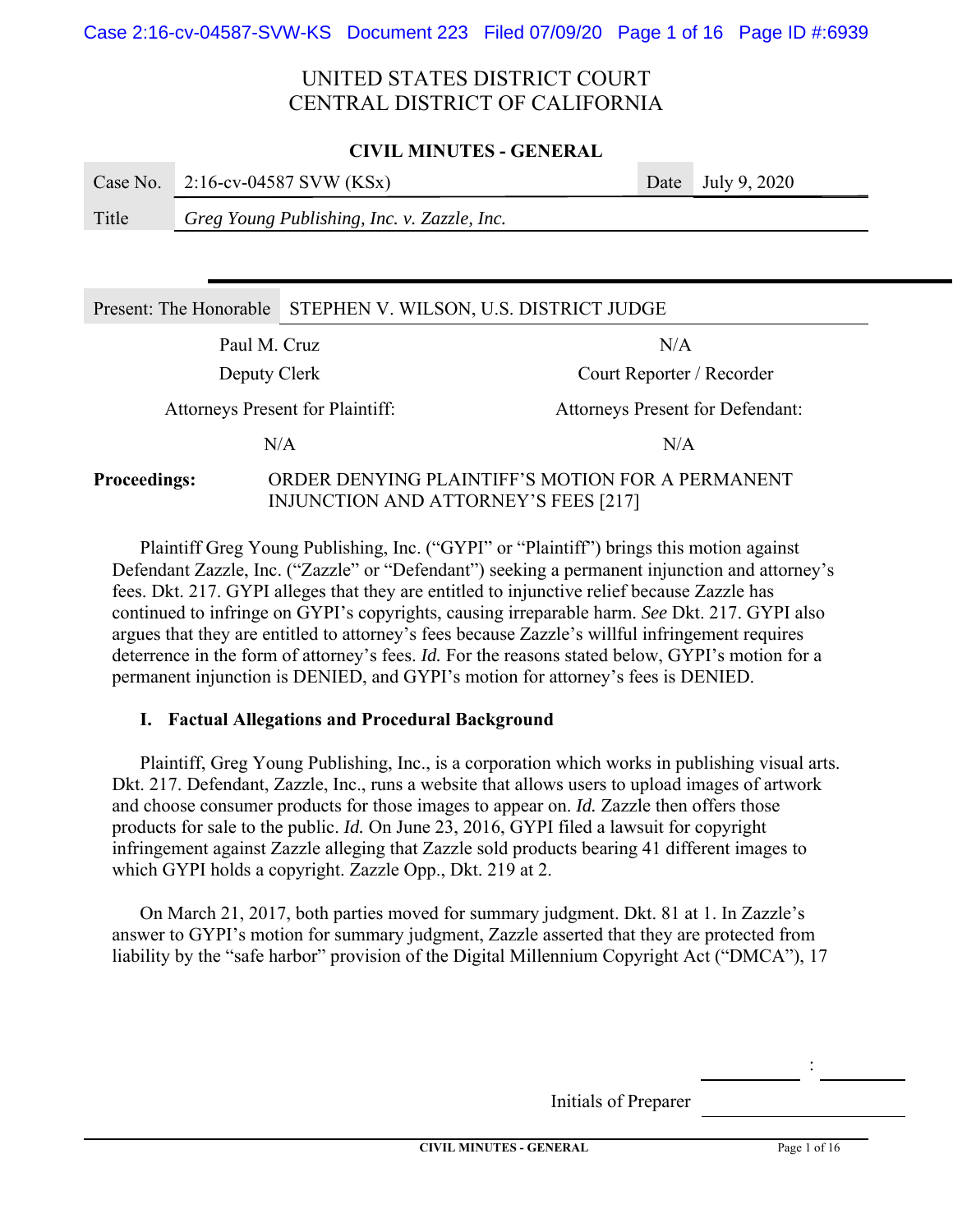# UNITED STATES DISTRICT COURT
# CENTRAL DISTRICT OF CALIFORNIA

**CIVIL MINUTES - GENERAL**

| Case No. | 2:16-cv-04587 SVW (KSx) | Date | July 9, 2020 |
|---|---|---|---|
| Title | *Greg Young Publishing, Inc. v. Zazzle, Inc.* | | |

| Present: The Honorable | STEPHEN V. WILSON, U.S. DISTRICT JUDGE |
|---|---|
| Paul M. Cruz | N/A |
| Deputy Clerk | Court Reporter / Recorder |
| Attorneys Present for Plaintiff: | Attorneys Present for Defendant: |
| N/A | N/A |

**Proceedings:** ORDER DENYING PLAINTIFF'S MOTION FOR A PERMANENT INJUNCTION AND ATTORNEY'S FEES [217]

Plaintiff Greg Young Publishing, Inc. ("GYPI" or "Plaintiff") brings this motion against Defendant Zazzle, Inc. ("Zazzle" or "Defendant") seeking a permanent injunction and attorney's fees. Dkt. 217. GYPI alleges that they are entitled to injunctive relief because Zazzle has continued to infringe on GYPI's copyrights, causing irreparable harm. *See* Dkt. 217. GYPI also argues that they are entitled to attorney's fees because Zazzle's willful infringement requires deterrence in the form of attorney's fees. *Id.* For the reasons stated below, GYPI's motion for a permanent injunction is DENIED, and GYPI's motion for attorney's fees is DENIED.

## I. Factual Allegations and Procedural Background

Plaintiff, Greg Young Publishing, Inc., is a corporation which works in publishing visual arts. Dkt. 217. Defendant, Zazzle, Inc., runs a website that allows users to upload images of artwork and choose consumer products for those images to appear on. *Id.* Zazzle then offers those products for sale to the public. *Id.* On June 23, 2016, GYPI filed a lawsuit for copyright infringement against Zazzle alleging that Zazzle sold products bearing 41 different images to which GYPI holds a copyright. Zazzle Opp., Dkt. 219 at 2.

On March 21, 2017, both parties moved for summary judgment. Dkt. 81 at 1. In Zazzle's answer to GYPI's motion for summary judgment, Zazzle asserted that they are protected from liability by the "safe harbor" provision of the Digital Millennium Copyright Act ("DMCA"), 17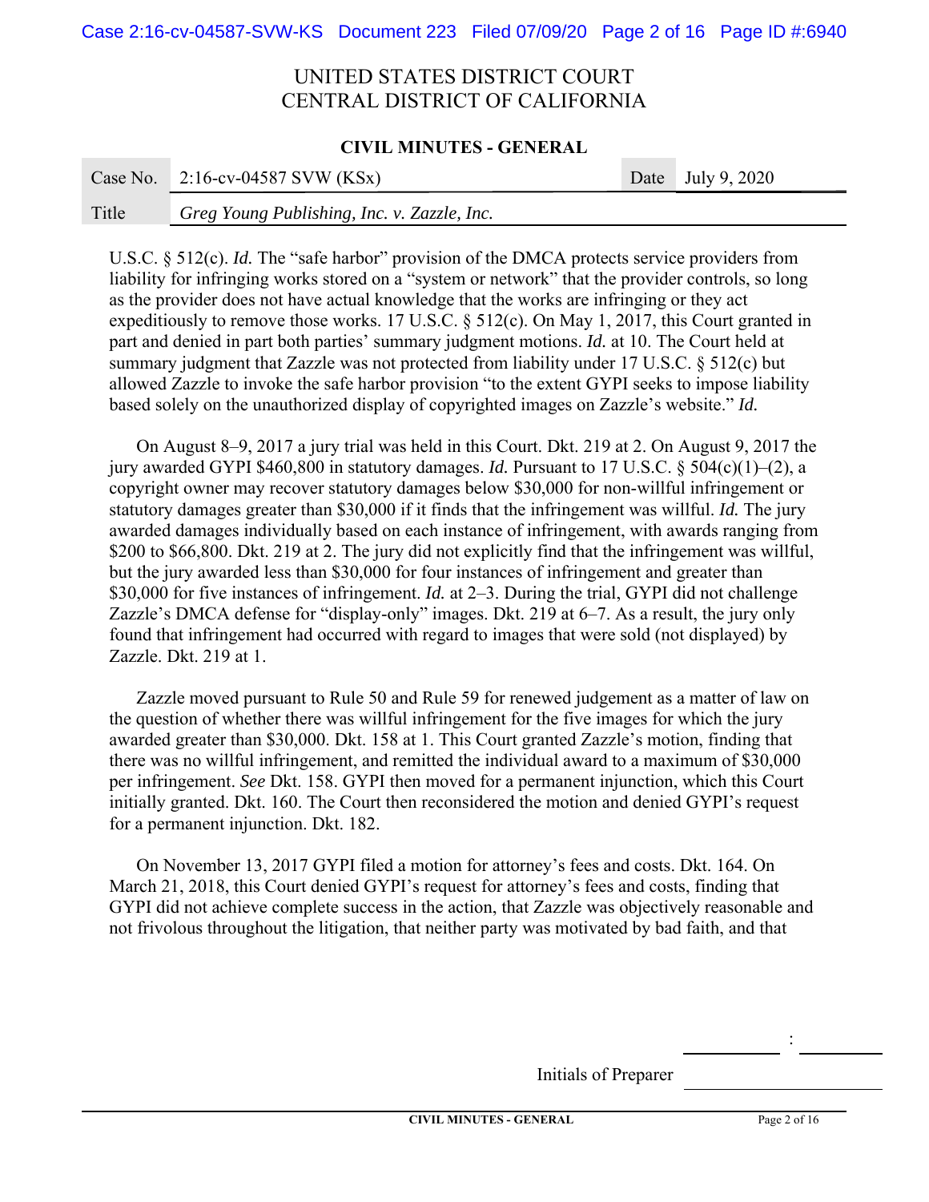U.S.C. § 512(c). *Id.* The "safe harbor" provision of the DMCA protects service providers from liability for infringing works stored on a "system or network" that the provider controls, so long as the provider does not have actual knowledge that the works are infringing or they act expeditiously to remove those works. 17 U.S.C. § 512(c). On May 1, 2017, this Court granted in part and denied in part both parties' summary judgment motions. *Id.* at 10. The Court held at summary judgment that Zazzle was not protected from liability under 17 U.S.C. § 512(c) but allowed Zazzle to invoke the safe harbor provision "to the extent GYPI seeks to impose liability based solely on the unauthorized display of copyrighted images on Zazzle's website." *Id.*

On August 8–9, 2017 a jury trial was held in this Court. Dkt. 219 at 2. On August 9, 2017 the jury awarded GYPI $460,800 in statutory damages. *Id.* Pursuant to 17 U.S.C. § 504(c)(1)–(2), a copyright owner may recover statutory damages below $30,000 for non-willful infringement or statutory damages greater than $30,000 if it finds that the infringement was willful. *Id.* The jury awarded damages individually based on each instance of infringement, with awards ranging from $200 to $66,800. Dkt. 219 at 2. The jury did not explicitly find that the infringement was willful, but the jury awarded less than $30,000 for four instances of infringement and greater than $30,000 for five instances of infringement. *Id.* at 2–3. During the trial, GYPI did not challenge Zazzle's DMCA defense for "display-only" images. Dkt. 219 at 6–7. As a result, the jury only found that infringement had occurred with regard to images that were sold (not displayed) by Zazzle. Dkt. 219 at 1.

Zazzle moved pursuant to Rule 50 and Rule 59 for renewed judgement as a matter of law on the question of whether there was willful infringement for the five images for which the jury awarded greater than $30,000. Dkt. 158 at 1. This Court granted Zazzle's motion, finding that there was no willful infringement, and remitted the individual award to a maximum of $30,000 per infringement. *See* Dkt. 158. GYPI then moved for a permanent injunction, which this Court initially granted. Dkt. 160. The Court then reconsidered the motion and denied GYPI's request for a permanent injunction. Dkt. 182.

On November 13, 2017 GYPI filed a motion for attorney's fees and costs. Dkt. 164. On March 21, 2018, this Court denied GYPI's request for attorney's fees and costs, finding that GYPI did not achieve complete success in the action, that Zazzle was objectively reasonable and not frivolous throughout the litigation, that neither party was motivated by bad faith, and that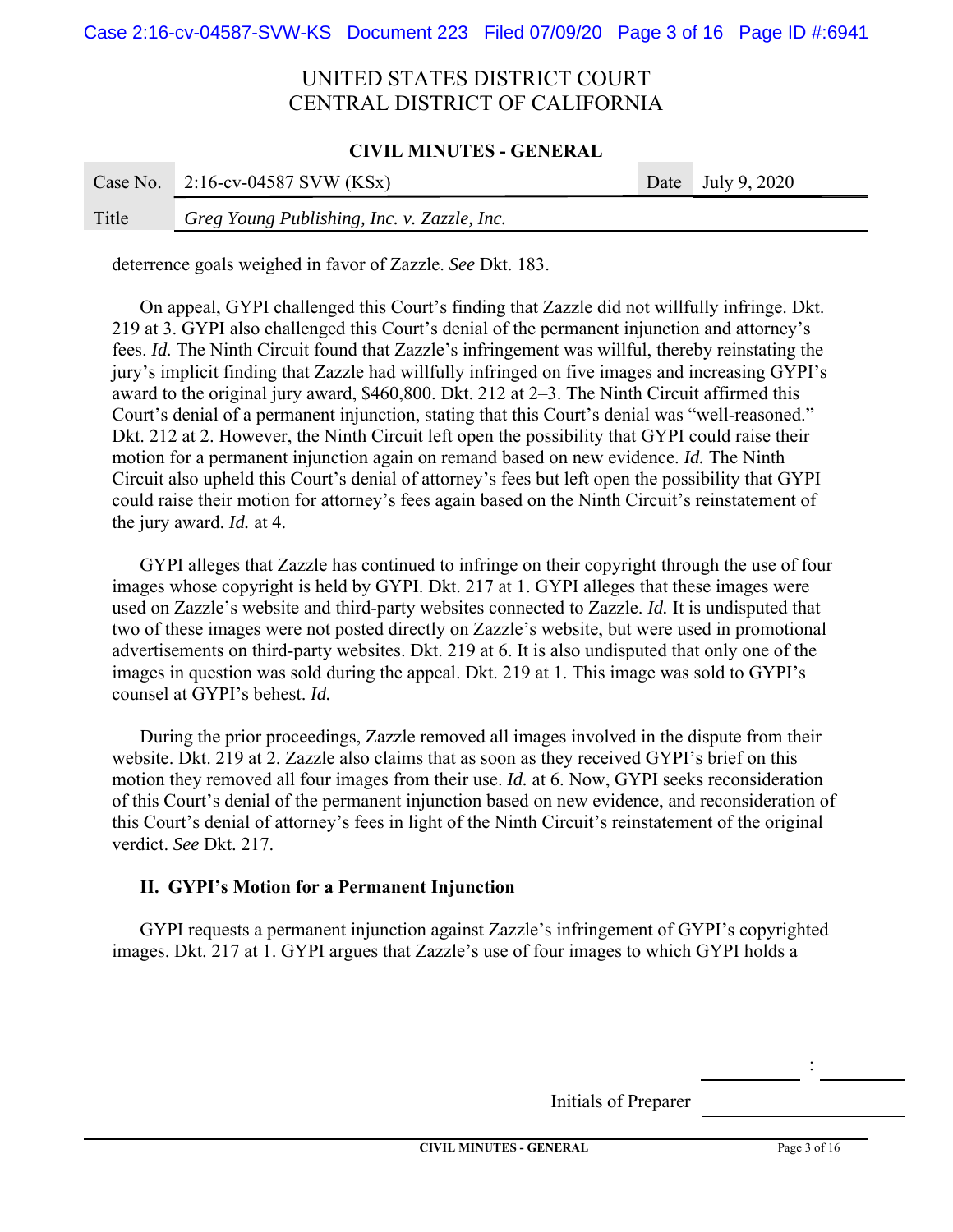deterrence goals weighed in favor of Zazzle. *See* Dkt. 183.

On appeal, GYPI challenged this Court's finding that Zazzle did not willfully infringe. Dkt. 219 at 3. GYPI also challenged this Court's denial of the permanent injunction and attorney's fees. *Id.* The Ninth Circuit found that Zazzle's infringement was willful, thereby reinstating the jury's implicit finding that Zazzle had willfully infringed on five images and increasing GYPI's award to the original jury award, $460,800. Dkt. 212 at 2–3. The Ninth Circuit affirmed this Court's denial of a permanent injunction, stating that this Court's denial was "well-reasoned." Dkt. 212 at 2. However, the Ninth Circuit left open the possibility that GYPI could raise their motion for a permanent injunction again on remand based on new evidence. *Id.* The Ninth Circuit also upheld this Court's denial of attorney's fees but left open the possibility that GYPI could raise their motion for attorney's fees again based on the Ninth Circuit's reinstatement of the jury award. *Id.* at 4.

GYPI alleges that Zazzle has continued to infringe on their copyright through the use of four images whose copyright is held by GYPI. Dkt. 217 at 1. GYPI alleges that these images were used on Zazzle's website and third-party websites connected to Zazzle. *Id.* It is undisputed that two of these images were not posted directly on Zazzle's website, but were used in promotional advertisements on third-party websites. Dkt. 219 at 6. It is also undisputed that only one of the images in question was sold during the appeal. Dkt. 219 at 1. This image was sold to GYPI's counsel at GYPI's behest. *Id.*

During the prior proceedings, Zazzle removed all images involved in the dispute from their website. Dkt. 219 at 2. Zazzle also claims that as soon as they received GYPI's brief on this motion they removed all four images from their use. *Id.* at 6. Now, GYPI seeks reconsideration of this Court's denial of the permanent injunction based on new evidence, and reconsideration of this Court's denial of attorney's fees in light of the Ninth Circuit's reinstatement of the original verdict. *See* Dkt. 217.

## II. GYPI's Motion for a Permanent Injunction

GYPI requests a permanent injunction against Zazzle's infringement of GYPI's copyrighted images. Dkt. 217 at 1. GYPI argues that Zazzle's use of four images to which GYPI holds a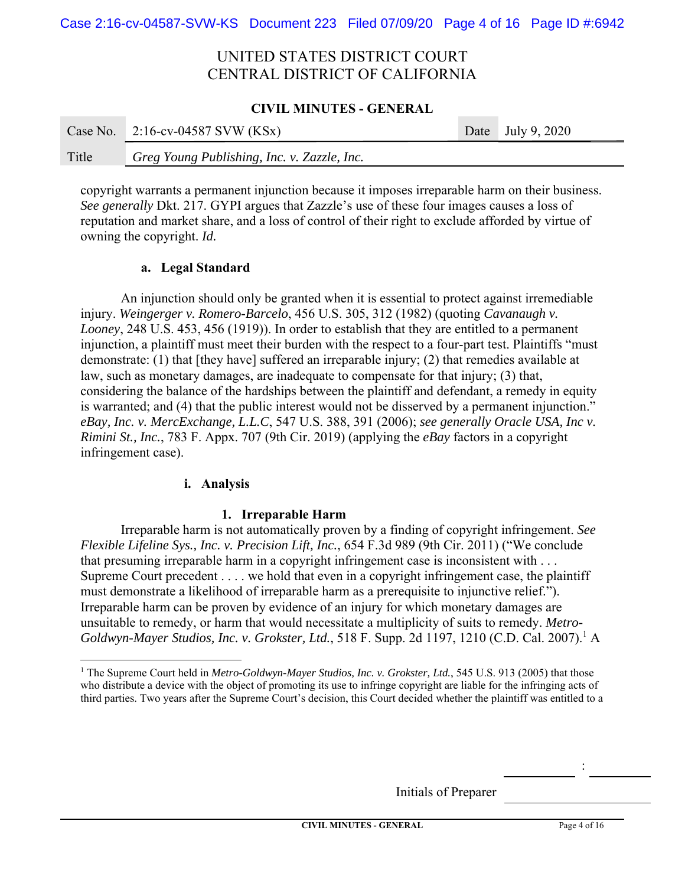copyright warrants a permanent injunction because it imposes irreparable harm on their business. *See generally* Dkt. 217. GYPI argues that Zazzle's use of these four images causes a loss of reputation and market share, and a loss of control of their right to exclude afforded by virtue of owning the copyright. *Id.*

#### a. Legal Standard

An injunction should only be granted when it is essential to protect against irremediable injury. *Weingerger v. Romero-Barcelo*, 456 U.S. 305, 312 (1982) (quoting *Cavanaugh v. Looney*, 248 U.S. 453, 456 (1919)). In order to establish that they are entitled to a permanent injunction, a plaintiff must meet their burden with the respect to a four-part test. Plaintiffs "must demonstrate: (1) that [they have] suffered an irreparable injury; (2) that remedies available at law, such as monetary damages, are inadequate to compensate for that injury; (3) that, considering the balance of the hardships between the plaintiff and defendant, a remedy in equity is warranted; and (4) that the public interest would not be disserved by a permanent injunction." *eBay, Inc. v. MercExchange, L.L.C*, 547 U.S. 388, 391 (2006); *see generally Oracle USA, Inc v. Rimini St., Inc.*, 783 F. Appx. 707 (9th Cir. 2019) (applying the *eBay* factors in a copyright infringement case).

##### i. Analysis

###### 1. Irreparable Harm

Irreparable harm is not automatically proven by a finding of copyright infringement. *See Flexible Lifeline Sys., Inc. v. Precision Lift, Inc.*, 654 F.3d 989 (9th Cir. 2011) ("We conclude that presuming irreparable harm in a copyright infringement case is inconsistent with . . . Supreme Court precedent . . . . we hold that even in a copyright infringement case, the plaintiff must demonstrate a likelihood of irreparable harm as a prerequisite to injunctive relief."). Irreparable harm can be proven by evidence of an injury for which monetary damages are unsuitable to remedy, or harm that would necessitate a multiplicity of suits to remedy. *Metro-Goldwyn-Mayer Studios, Inc. v. Grokster, Ltd.*, 518 F. Supp. 2d 1197, 1210 (C.D. Cal. 2007).[1] A

---

[1] The Supreme Court held in *Metro-Goldwyn-Mayer Studios, Inc. v. Grokster, Ltd.*, 545 U.S. 913 (2005) that those who distribute a device with the object of promoting its use to infringe copyright are liable for the infringing acts of third parties. Two years after the Supreme Court's decision, this Court decided whether the plaintiff was entitled to a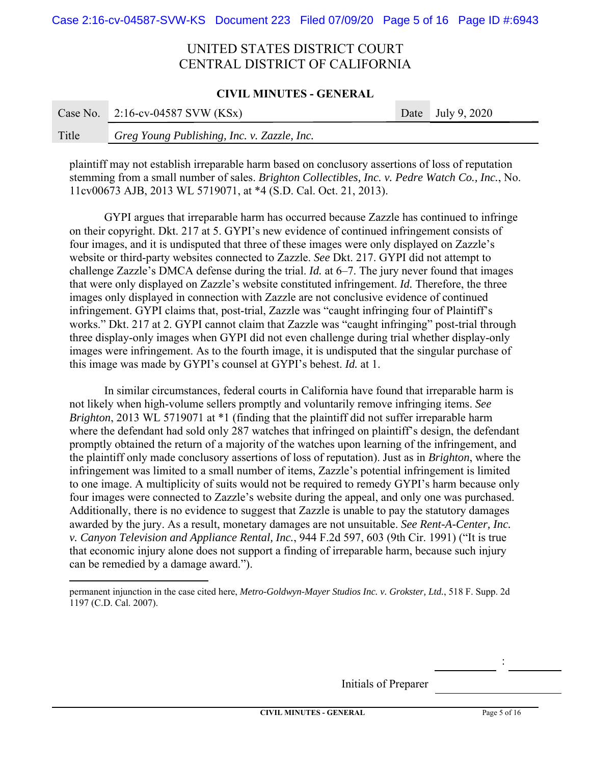plaintiff may not establish irreparable harm based on conclusory assertions of loss of reputation stemming from a small number of sales. *Brighton Collectibles, Inc. v. Pedre Watch Co., Inc.*, No. 11cv00673 AJB, 2013 WL 5719071, at *4 (S.D. Cal. Oct. 21, 2013).

GYPI argues that irreparable harm has occurred because Zazzle has continued to infringe on their copyright. Dkt. 217 at 5. GYPI's new evidence of continued infringement consists of four images, and it is undisputed that three of these images were only displayed on Zazzle's website or third-party websites connected to Zazzle. *See* Dkt. 217. GYPI did not attempt to challenge Zazzle's DMCA defense during the trial. *Id.* at 6–7. The jury never found that images that were only displayed on Zazzle's website constituted infringement. *Id.* Therefore, the three images only displayed in connection with Zazzle are not conclusive evidence of continued infringement. GYPI claims that, post-trial, Zazzle was "caught infringing four of Plaintiff's works." Dkt. 217 at 2. GYPI cannot claim that Zazzle was "caught infringing" post-trial through three display-only images when GYPI did not even challenge during trial whether display-only images were infringement. As to the fourth image, it is undisputed that the singular purchase of this image was made by GYPI's counsel at GYPI's behest. *Id.* at 1.

In similar circumstances, federal courts in California have found that irreparable harm is not likely when high-volume sellers promptly and voluntarily remove infringing items. *See Brighton*, 2013 WL 5719071 at *1 (finding that the plaintiff did not suffer irreparable harm where the defendant had sold only 287 watches that infringed on plaintiff's design, the defendant promptly obtained the return of a majority of the watches upon learning of the infringement, and the plaintiff only made conclusory assertions of loss of reputation). Just as in *Brighton*, where the infringement was limited to a small number of items, Zazzle's potential infringement is limited to one image. A multiplicity of suits would not be required to remedy GYPI's harm because only four images were connected to Zazzle's website during the appeal, and only one was purchased. Additionally, there is no evidence to suggest that Zazzle is unable to pay the statutory damages awarded by the jury. As a result, monetary damages are not unsuitable. *See Rent-A-Center, Inc. v. Canyon Television and Appliance Rental, Inc.*, 944 F.2d 597, 603 (9th Cir. 1991) ("It is true that economic injury alone does not support a finding of irreparable harm, because such injury can be remedied by a damage award.").

---

permanent injunction in the case cited here, *Metro-Goldwyn-Mayer Studios Inc. v. Grokster, Ltd.*, 518 F. Supp. 2d 1197 (C.D. Cal. 2007).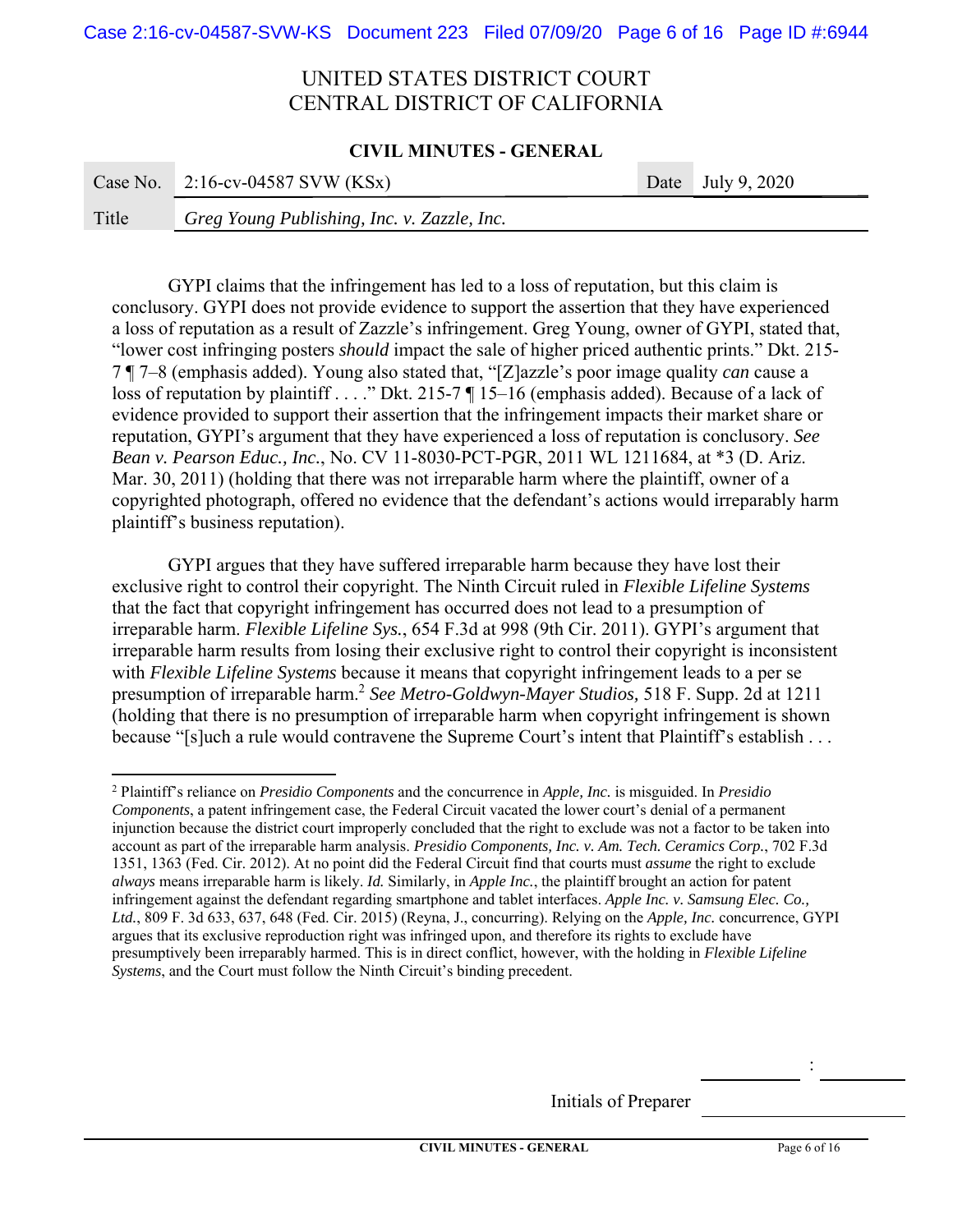GYPI claims that the infringement has led to a loss of reputation, but this claim is conclusory. GYPI does not provide evidence to support the assertion that they have experienced a loss of reputation as a result of Zazzle's infringement. Greg Young, owner of GYPI, stated that, "lower cost infringing posters *should* impact the sale of higher priced authentic prints." Dkt. 215-7 ¶ 7–8 (emphasis added). Young also stated that, "[Z]azzle's poor image quality *can* cause a loss of reputation by plaintiff . . . ." Dkt. 215-7 ¶ 15–16 (emphasis added). Because of a lack of evidence provided to support their assertion that the infringement impacts their market share or reputation, GYPI's argument that they have experienced a loss of reputation is conclusory. *See Bean v. Pearson Educ., Inc.*, No. CV 11-8030-PCT-PGR, 2011 WL 1211684, at *3 (D. Ariz. Mar. 30, 2011) (holding that there was not irreparable harm where the plaintiff, owner of a copyrighted photograph, offered no evidence that the defendant's actions would irreparably harm plaintiff's business reputation).

GYPI argues that they have suffered irreparable harm because they have lost their exclusive right to control their copyright. The Ninth Circuit ruled in *Flexible Lifeline Systems* that the fact that copyright infringement has occurred does not lead to a presumption of irreparable harm. *Flexible Lifeline Sys.*, 654 F.3d at 998 (9th Cir. 2011). GYPI's argument that irreparable harm results from losing their exclusive right to control their copyright is inconsistent with *Flexible Lifeline Systems* because it means that copyright infringement leads to a per se presumption of irreparable harm.[2] *See Metro-Goldwyn-Mayer Studios,* 518 F. Supp. 2d at 1211 (holding that there is no presumption of irreparable harm when copyright infringement is shown because "[s]uch a rule would contravene the Supreme Court's intent that Plaintiff's establish . . .

---

[2] Plaintiff's reliance on *Presidio Components* and the concurrence in *Apple, Inc.* is misguided. In *Presidio Components*, a patent infringement case, the Federal Circuit vacated the lower court's denial of a permanent injunction because the district court improperly concluded that the right to exclude was not a factor to be taken into account as part of the irreparable harm analysis. *Presidio Components, Inc. v. Am. Tech. Ceramics Corp.*, 702 F.3d 1351, 1363 (Fed. Cir. 2012). At no point did the Federal Circuit find that courts must *assume* the right to exclude *always* means irreparable harm is likely. *Id.* Similarly, in *Apple Inc.*, the plaintiff brought an action for patent infringement against the defendant regarding smartphone and tablet interfaces. *Apple Inc. v. Samsung Elec. Co., Ltd.*, 809 F. 3d 633, 637, 648 (Fed. Cir. 2015) (Reyna, J., concurring). Relying on the *Apple, Inc.* concurrence, GYPI argues that its exclusive reproduction right was infringed upon, and therefore its rights to exclude have presumptively been irreparably harmed. This is in direct conflict, however, with the holding in *Flexible Lifeline Systems*, and the Court must follow the Ninth Circuit's binding precedent.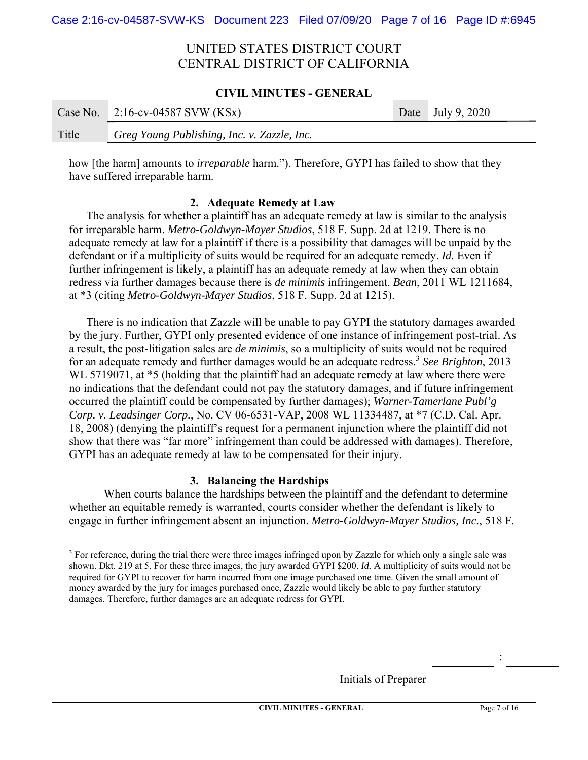how [the harm] amounts to *irreparable* harm."). Therefore, GYPI has failed to show that they have suffered irreparable harm.

### 2. Adequate Remedy at Law

The analysis for whether a plaintiff has an adequate remedy at law is similar to the analysis for irreparable harm. *Metro-Goldwyn-Mayer Studios*, 518 F. Supp. 2d at 1219. There is no adequate remedy at law for a plaintiff if there is a possibility that damages will be unpaid by the defendant or if a multiplicity of suits would be required for an adequate remedy. *Id.* Even if further infringement is likely, a plaintiff has an adequate remedy at law when they can obtain redress via further damages because there is *de minimis* infringement. *Bean*, 2011 WL 1211684, at *3 (citing *Metro-Goldwyn-Mayer Studios*, 518 F. Supp. 2d at 1215).

There is no indication that Zazzle will be unable to pay GYPI the statutory damages awarded by the jury. Further, GYPI only presented evidence of one instance of infringement post-trial. As a result, the post-litigation sales are *de minimis*, so a multiplicity of suits would not be required for an adequate remedy and further damages would be an adequate redress.[3] *See Brighton*, 2013 WL 5719071, at *5 (holding that the plaintiff had an adequate remedy at law where there were no indications that the defendant could not pay the statutory damages, and if future infringement occurred the plaintiff could be compensated by further damages); *Warner-Tamerlane Publ'g Corp. v. Leadsinger Corp.*, No. CV 06-6531-VAP, 2008 WL 11334487, at *7 (C.D. Cal. Apr. 18, 2008) (denying the plaintiff's request for a permanent injunction where the plaintiff did not show that there was "far more" infringement than could be addressed with damages). Therefore, GYPI has an adequate remedy at law to be compensated for their injury.

### 3. Balancing the Hardships

When courts balance the hardships between the plaintiff and the defendant to determine whether an equitable remedy is warranted, courts consider whether the defendant is likely to engage in further infringement absent an injunction. *Metro-Goldwyn-Mayer Studios, Inc.*, 518 F.

---

[3] For reference, during the trial there were three images infringed upon by Zazzle for which only a single sale was shown. Dkt. 219 at 5. For these three images, the jury awarded GYPI $200. *Id.* A multiplicity of suits would not be required for GYPI to recover for harm incurred from one image purchased one time. Given the small amount of money awarded by the jury for images purchased once, Zazzle would likely be able to pay further statutory damages. Therefore, further damages are an adequate redress for GYPI.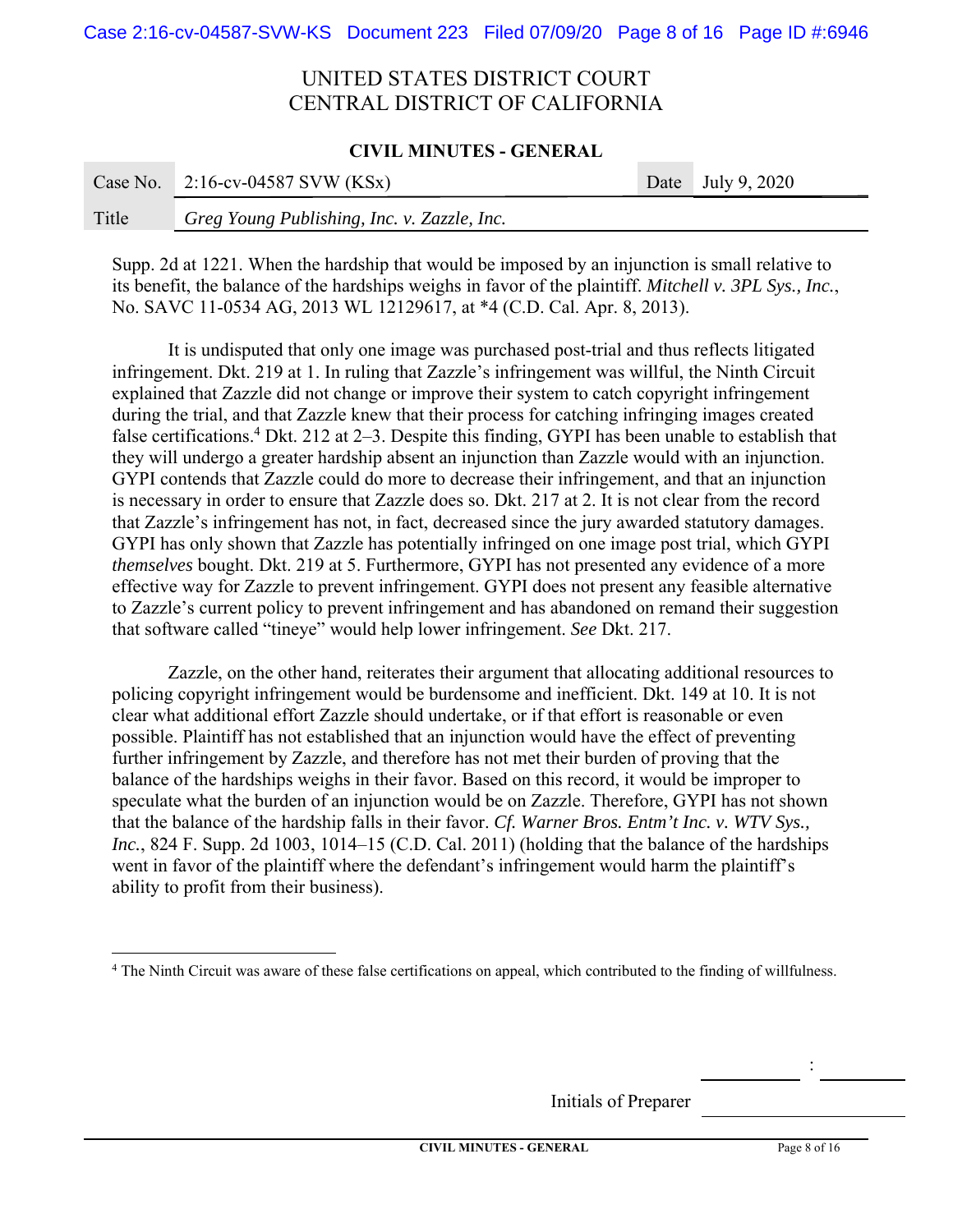Supp. 2d at 1221. When the hardship that would be imposed by an injunction is small relative to its benefit, the balance of the hardships weighs in favor of the plaintiff. *Mitchell v. 3PL Sys., Inc.*, No. SAVC 11-0534 AG, 2013 WL 12129617, at *4 (C.D. Cal. Apr. 8, 2013).

It is undisputed that only one image was purchased post-trial and thus reflects litigated infringement. Dkt. 219 at 1. In ruling that Zazzle's infringement was willful, the Ninth Circuit explained that Zazzle did not change or improve their system to catch copyright infringement during the trial, and that Zazzle knew that their process for catching infringing images created false certifications.[4] Dkt. 212 at 2–3. Despite this finding, GYPI has been unable to establish that they will undergo a greater hardship absent an injunction than Zazzle would with an injunction. GYPI contends that Zazzle could do more to decrease their infringement, and that an injunction is necessary in order to ensure that Zazzle does so. Dkt. 217 at 2. It is not clear from the record that Zazzle's infringement has not, in fact, decreased since the jury awarded statutory damages. GYPI has only shown that Zazzle has potentially infringed on one image post trial, which GYPI *themselves* bought. Dkt. 219 at 5. Furthermore, GYPI has not presented any evidence of a more effective way for Zazzle to prevent infringement. GYPI does not present any feasible alternative to Zazzle's current policy to prevent infringement and has abandoned on remand their suggestion that software called "tineye" would help lower infringement. *See* Dkt. 217.

Zazzle, on the other hand, reiterates their argument that allocating additional resources to policing copyright infringement would be burdensome and inefficient. Dkt. 149 at 10. It is not clear what additional effort Zazzle should undertake, or if that effort is reasonable or even possible. Plaintiff has not established that an injunction would have the effect of preventing further infringement by Zazzle, and therefore has not met their burden of proving that the balance of the hardships weighs in their favor. Based on this record, it would be improper to speculate what the burden of an injunction would be on Zazzle. Therefore, GYPI has not shown that the balance of the hardship falls in their favor. *Cf. Warner Bros. Entm't Inc. v. WTV Sys., Inc.*, 824 F. Supp. 2d 1003, 1014–15 (C.D. Cal. 2011) (holding that the balance of the hardships went in favor of the plaintiff where the defendant's infringement would harm the plaintiff's ability to profit from their business).

---

[4] The Ninth Circuit was aware of these false certifications on appeal, which contributed to the finding of willfulness.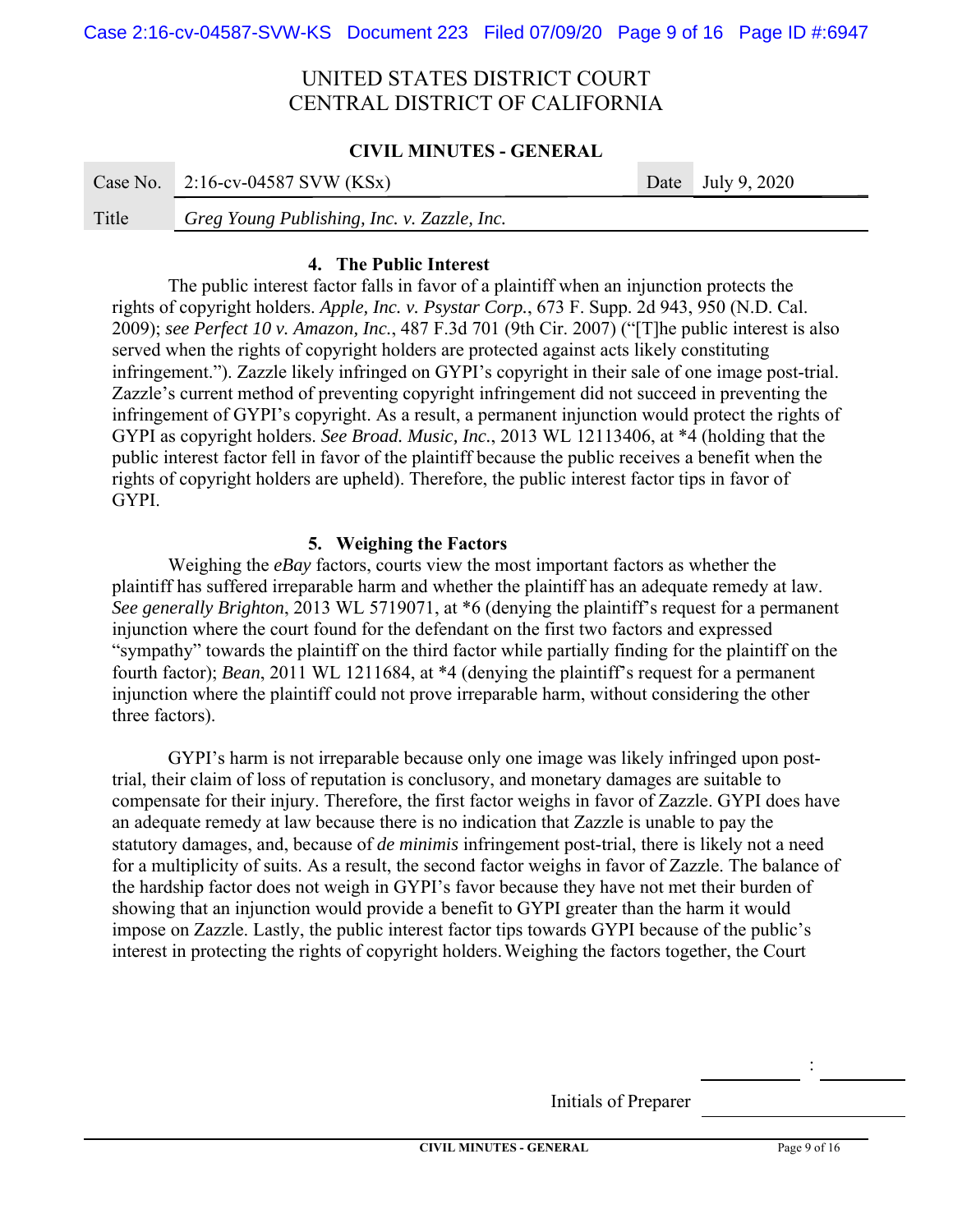#### 4. The Public Interest

The public interest factor falls in favor of a plaintiff when an injunction protects the rights of copyright holders. *Apple, Inc. v. Psystar Corp.*, 673 F. Supp. 2d 943, 950 (N.D. Cal. 2009); *see Perfect 10 v. Amazon, Inc.*, 487 F.3d 701 (9th Cir. 2007) ("[T]he public interest is also served when the rights of copyright holders are protected against acts likely constituting infringement."). Zazzle likely infringed on GYPI's copyright in their sale of one image post-trial. Zazzle's current method of preventing copyright infringement did not succeed in preventing the infringement of GYPI's copyright. As a result, a permanent injunction would protect the rights of GYPI as copyright holders. *See Broad. Music, Inc.*, 2013 WL 12113406, at *4 (holding that the public interest factor fell in favor of the plaintiff because the public receives a benefit when the rights of copyright holders are upheld). Therefore, the public interest factor tips in favor of GYPI.

#### 5. Weighing the Factors

Weighing the *eBay* factors, courts view the most important factors as whether the plaintiff has suffered irreparable harm and whether the plaintiff has an adequate remedy at law. *See generally Brighton*, 2013 WL 5719071, at *6 (denying the plaintiff's request for a permanent injunction where the court found for the defendant on the first two factors and expressed "sympathy" towards the plaintiff on the third factor while partially finding for the plaintiff on the fourth factor); *Bean*, 2011 WL 1211684, at *4 (denying the plaintiff's request for a permanent injunction where the plaintiff could not prove irreparable harm, without considering the other three factors).

GYPI's harm is not irreparable because only one image was likely infringed upon post-trial, their claim of loss of reputation is conclusory, and monetary damages are suitable to compensate for their injury. Therefore, the first factor weighs in favor of Zazzle. GYPI does have an adequate remedy at law because there is no indication that Zazzle is unable to pay the statutory damages, and, because of *de minimis* infringement post-trial, there is likely not a need for a multiplicity of suits. As a result, the second factor weighs in favor of Zazzle. The balance of the hardship factor does not weigh in GYPI's favor because they have not met their burden of showing that an injunction would provide a benefit to GYPI greater than the harm it would impose on Zazzle. Lastly, the public interest factor tips towards GYPI because of the public's interest in protecting the rights of copyright holders. Weighing the factors together, the Court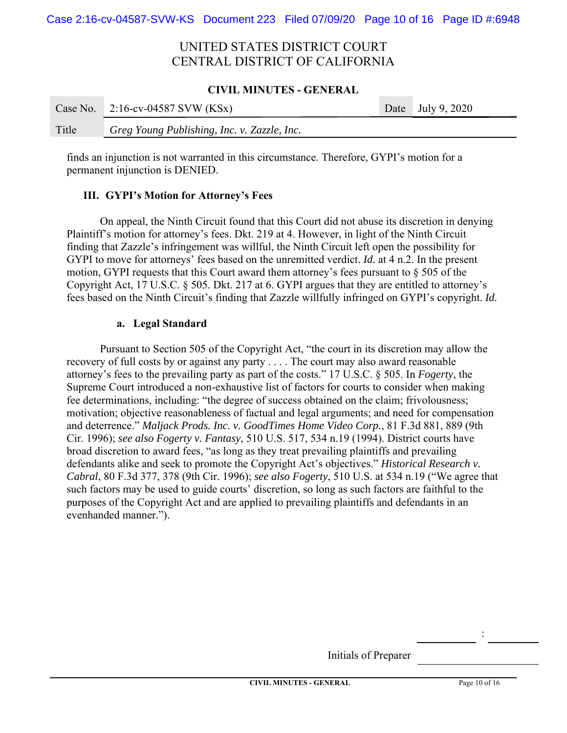finds an injunction is not warranted in this circumstance. Therefore, GYPI's motion for a permanent injunction is DENIED.

### III. GYPI's Motion for Attorney's Fees

On appeal, the Ninth Circuit found that this Court did not abuse its discretion in denying Plaintiff's motion for attorney's fees. Dkt. 219 at 4. However, in light of the Ninth Circuit finding that Zazzle's infringement was willful, the Ninth Circuit left open the possibility for GYPI to move for attorneys' fees based on the unremitted verdict. *Id.* at 4 n.2. In the present motion, GYPI requests that this Court award them attorney's fees pursuant to § 505 of the Copyright Act, 17 U.S.C. § 505. Dkt. 217 at 6. GYPI argues that they are entitled to attorney's fees based on the Ninth Circuit's finding that Zazzle willfully infringed on GYPI's copyright. *Id.*

#### a. Legal Standard

Pursuant to Section 505 of the Copyright Act, "the court in its discretion may allow the recovery of full costs by or against any party . . . . The court may also award reasonable attorney's fees to the prevailing party as part of the costs." 17 U.S.C. § 505. In *Fogerty*, the Supreme Court introduced a non-exhaustive list of factors for courts to consider when making fee determinations, including: "the degree of success obtained on the claim; frivolousness; motivation; objective reasonableness of factual and legal arguments; and need for compensation and deterrence." *Maljack Prods. Inc. v. GoodTimes Home Video Corp.*, 81 F.3d 881, 889 (9th Cir. 1996); *see also Fogerty v. Fantasy*, 510 U.S. 517, 534 n.19 (1994). District courts have broad discretion to award fees, "as long as they treat prevailing plaintiffs and prevailing defendants alike and seek to promote the Copyright Act's objectives." *Historical Research v. Cabral*, 80 F.3d 377, 378 (9th Cir. 1996); *see also Fogerty*, 510 U.S. at 534 n.19 ("We agree that such factors may be used to guide courts' discretion, so long as such factors are faithful to the purposes of the Copyright Act and are applied to prevailing plaintiffs and defendants in an evenhanded manner.").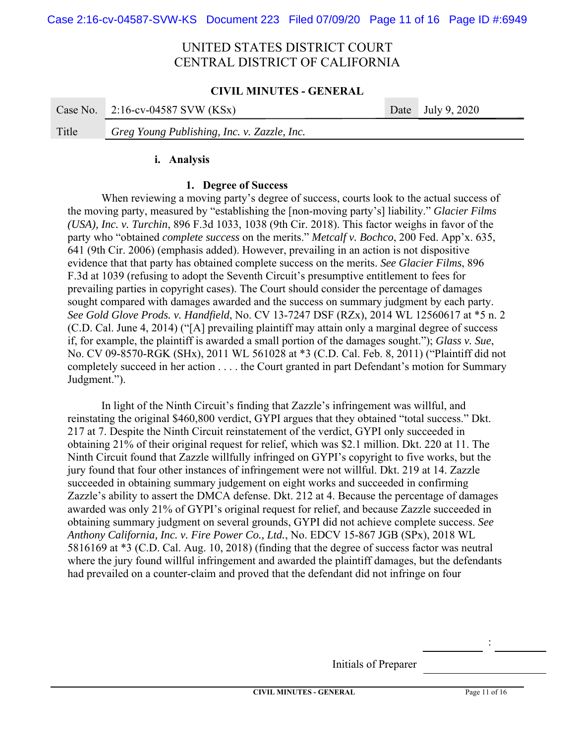UNITED STATES DISTRICT COURT
CENTRAL DISTRICT OF CALIFORNIA

**CIVIL MINUTES - GENERAL**

| Case No. | 2:16-cv-04587 SVW (KSx) | Date | July 9, 2020 |
|---|---|---|---|
| Title | *Greg Young Publishing, Inc. v. Zazzle, Inc.* | | |

**i. Analysis**

**1. Degree of Success**

When reviewing a moving party's degree of success, courts look to the actual success of the moving party, measured by "establishing the [non-moving party's] liability." *Glacier Films (USA), Inc. v. Turchin*, 896 F.3d 1033, 1038 (9th Cir. 2018). This factor weighs in favor of the party who "obtained *complete success* on the merits." *Metcalf v. Bochco*, 200 Fed. App'x. 635, 641 (9th Cir. 2006) (emphasis added). However, prevailing in an action is not dispositive evidence that that party has obtained complete success on the merits. *See Glacier Films*, 896 F.3d at 1039 (refusing to adopt the Seventh Circuit's presumptive entitlement to fees for prevailing parties in copyright cases). The Court should consider the percentage of damages sought compared with damages awarded and the success on summary judgment by each party. *See Gold Glove Prods. v. Handfield*, No. CV 13-7247 DSF (RZx), 2014 WL 12560617 at *5 n. 2 (C.D. Cal. June 4, 2014) ("[A] prevailing plaintiff may attain only a marginal degree of success if, for example, the plaintiff is awarded a small portion of the damages sought."); *Glass v. Sue*, No. CV 09-8570-RGK (SHx), 2011 WL 561028 at *3 (C.D. Cal. Feb. 8, 2011) ("Plaintiff did not completely succeed in her action . . . . the Court granted in part Defendant's motion for Summary Judgment.").

In light of the Ninth Circuit's finding that Zazzle's infringement was willful, and reinstating the original $460,800 verdict, GYPI argues that they obtained "total success." Dkt. 217 at 7. Despite the Ninth Circuit reinstatement of the verdict, GYPI only succeeded in obtaining 21% of their original request for relief, which was $2.1 million. Dkt. 220 at 11. The Ninth Circuit found that Zazzle willfully infringed on GYPI's copyright to five works, but the jury found that four other instances of infringement were not willful. Dkt. 219 at 14. Zazzle succeeded in obtaining summary judgement on eight works and succeeded in confirming Zazzle's ability to assert the DMCA defense. Dkt. 212 at 4. Because the percentage of damages awarded was only 21% of GYPI's original request for relief, and because Zazzle succeeded in obtaining summary judgment on several grounds, GYPI did not achieve complete success. *See Anthony California, Inc. v. Fire Power Co., Ltd.*, No. EDCV 15-867 JGB (SPx), 2018 WL 5816169 at *3 (C.D. Cal. Aug. 10, 2018) (finding that the degree of success factor was neutral where the jury found willful infringement and awarded the plaintiff damages, but the defendants had prevailed on a counter-claim and proved that the defendant did not infringe on four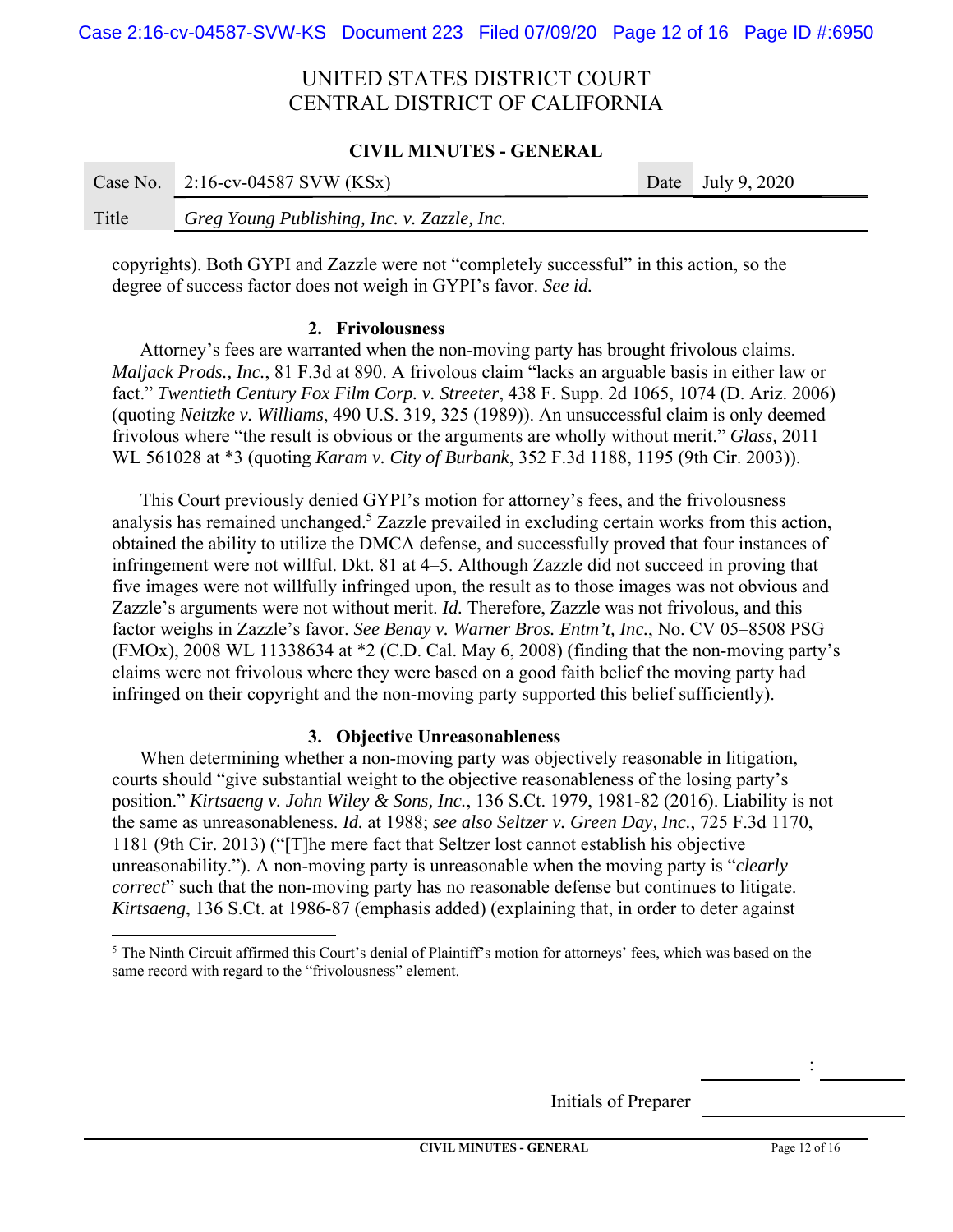copyrights). Both GYPI and Zazzle were not "completely successful" in this action, so the degree of success factor does not weigh in GYPI's favor. *See id.*

### 2. Frivolousness

Attorney's fees are warranted when the non-moving party has brought frivolous claims. *Maljack Prods., Inc.*, 81 F.3d at 890. A frivolous claim "lacks an arguable basis in either law or fact." *Twentieth Century Fox Film Corp. v. Streeter*, 438 F. Supp. 2d 1065, 1074 (D. Ariz. 2006) (quoting *Neitzke v. Williams*, 490 U.S. 319, 325 (1989)). An unsuccessful claim is only deemed frivolous where "the result is obvious or the arguments are wholly without merit." *Glass,* 2011 WL 561028 at *3 (quoting *Karam v. City of Burbank*, 352 F.3d 1188, 1195 (9th Cir. 2003)).

This Court previously denied GYPI's motion for attorney's fees, and the frivolousness analysis has remained unchanged.[5] Zazzle prevailed in excluding certain works from this action, obtained the ability to utilize the DMCA defense, and successfully proved that four instances of infringement were not willful. Dkt. 81 at 4–5. Although Zazzle did not succeed in proving that five images were not willfully infringed upon, the result as to those images was not obvious and Zazzle's arguments were not without merit. *Id.* Therefore, Zazzle was not frivolous, and this factor weighs in Zazzle's favor. *See Benay v. Warner Bros. Entm't, Inc.*, No. CV 05–8508 PSG (FMOx), 2008 WL 11338634 at *2 (C.D. Cal. May 6, 2008) (finding that the non-moving party's claims were not frivolous where they were based on a good faith belief the moving party had infringed on their copyright and the non-moving party supported this belief sufficiently).

### 3. Objective Unreasonableness

When determining whether a non-moving party was objectively reasonable in litigation, courts should "give substantial weight to the objective reasonableness of the losing party's position." *Kirtsaeng v. John Wiley & Sons, Inc.*, 136 S.Ct. 1979, 1981-82 (2016). Liability is not the same as unreasonableness. *Id.* at 1988; *see also Seltzer v. Green Day, Inc.*, 725 F.3d 1170, 1181 (9th Cir. 2013) ("[T]he mere fact that Seltzer lost cannot establish his objective unreasonability."). A non-moving party is unreasonable when the moving party is "*clearly correct*" such that the non-moving party has no reasonable defense but continues to litigate. *Kirtsaeng*, 136 S.Ct. at 1986-87 (emphasis added) (explaining that, in order to deter against

---

[5] The Ninth Circuit affirmed this Court's denial of Plaintiff's motion for attorneys' fees, which was based on the same record with regard to the "frivolousness" element.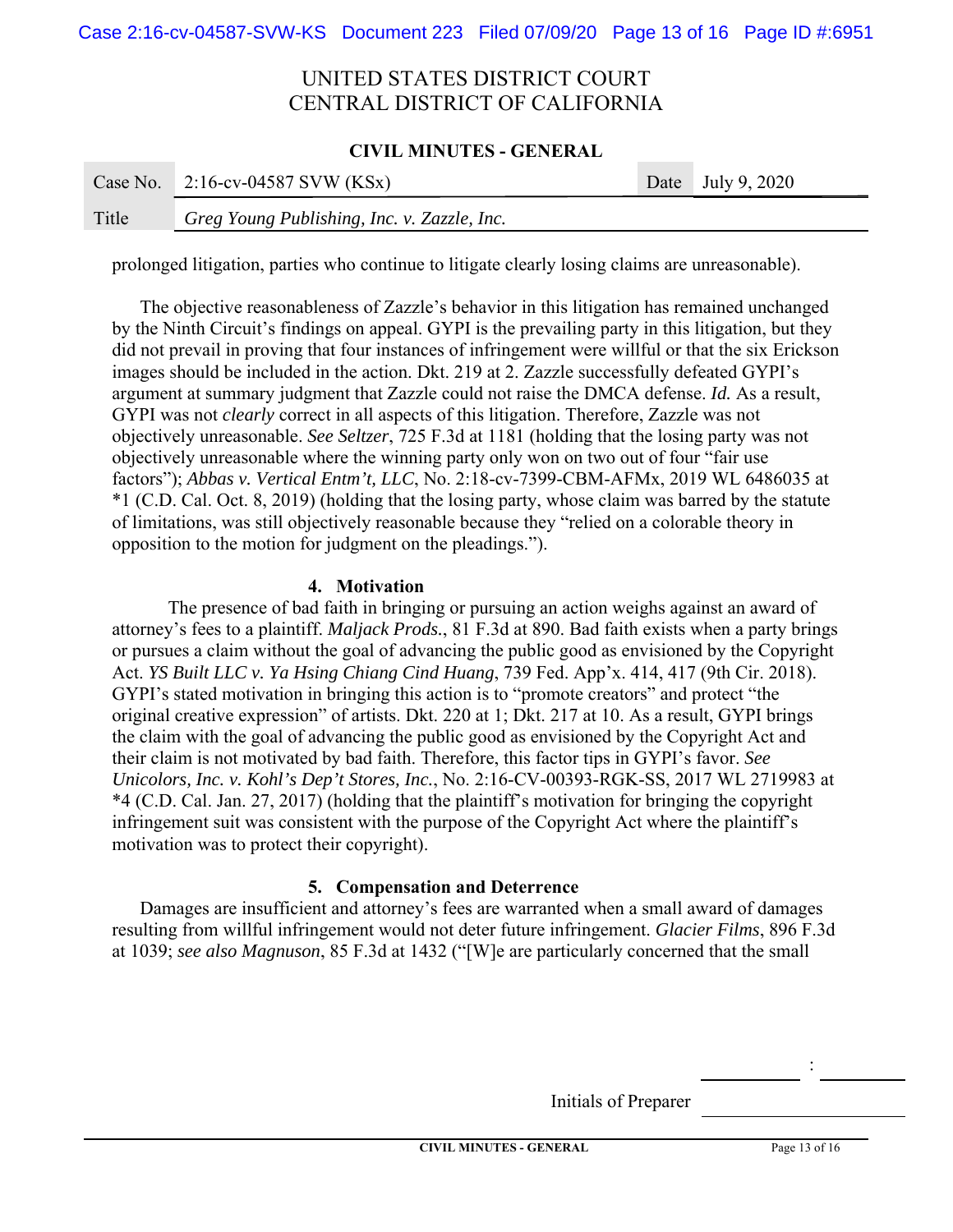prolonged litigation, parties who continue to litigate clearly losing claims are unreasonable).

The objective reasonableness of Zazzle's behavior in this litigation has remained unchanged by the Ninth Circuit's findings on appeal. GYPI is the prevailing party in this litigation, but they did not prevail in proving that four instances of infringement were willful or that the six Erickson images should be included in the action. Dkt. 219 at 2. Zazzle successfully defeated GYPI's argument at summary judgment that Zazzle could not raise the DMCA defense. *Id.* As a result, GYPI was not *clearly* correct in all aspects of this litigation. Therefore, Zazzle was not objectively unreasonable. *See Seltzer*, 725 F.3d at 1181 (holding that the losing party was not objectively unreasonable where the winning party only won on two out of four "fair use factors"); *Abbas v. Vertical Entm't, LLC*, No. 2:18-cv-7399-CBM-AFMx, 2019 WL 6486035 at *1 (C.D. Cal. Oct. 8, 2019) (holding that the losing party, whose claim was barred by the statute of limitations, was still objectively reasonable because they "relied on a colorable theory in opposition to the motion for judgment on the pleadings.").

### 4. Motivation

The presence of bad faith in bringing or pursuing an action weighs against an award of attorney's fees to a plaintiff. *Maljack Prods.*, 81 F.3d at 890. Bad faith exists when a party brings or pursues a claim without the goal of advancing the public good as envisioned by the Copyright Act. *YS Built LLC v. Ya Hsing Chiang Cind Huang*, 739 Fed. App'x. 414, 417 (9th Cir. 2018). GYPI's stated motivation in bringing this action is to "promote creators" and protect "the original creative expression" of artists. Dkt. 220 at 1; Dkt. 217 at 10. As a result, GYPI brings the claim with the goal of advancing the public good as envisioned by the Copyright Act and their claim is not motivated by bad faith. Therefore, this factor tips in GYPI's favor. *See Unicolors, Inc. v. Kohl's Dep't Stores, Inc.*, No. 2:16-CV-00393-RGK-SS, 2017 WL 2719983 at *4 (C.D. Cal. Jan. 27, 2017) (holding that the plaintiff's motivation for bringing the copyright infringement suit was consistent with the purpose of the Copyright Act where the plaintiff's motivation was to protect their copyright).

### 5. Compensation and Deterrence

Damages are insufficient and attorney's fees are warranted when a small award of damages resulting from willful infringement would not deter future infringement. *Glacier Films*, 896 F.3d at 1039; *see also Magnuson*, 85 F.3d at 1432 ("[W]e are particularly concerned that the small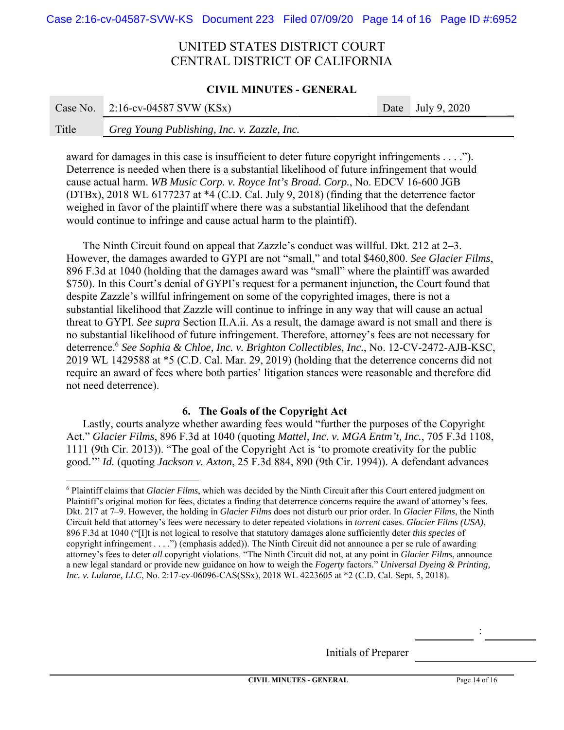award for damages in this case is insufficient to deter future copyright infringements . . . ."). Deterrence is needed when there is a substantial likelihood of future infringement that would cause actual harm. *WB Music Corp. v. Royce Int's Broad. Corp.*, No. EDCV 16-600 JGB (DTBx), 2018 WL 6177237 at *4 (C.D. Cal. July 9, 2018) (finding that the deterrence factor weighed in favor of the plaintiff where there was a substantial likelihood that the defendant would continue to infringe and cause actual harm to the plaintiff).

The Ninth Circuit found on appeal that Zazzle's conduct was willful. Dkt. 212 at 2–3. However, the damages awarded to GYPI are not "small," and total $460,800. *See Glacier Films*, 896 F.3d at 1040 (holding that the damages award was "small" where the plaintiff was awarded $750). In this Court's denial of GYPI's request for a permanent injunction, the Court found that despite Zazzle's willful infringement on some of the copyrighted images, there is not a substantial likelihood that Zazzle will continue to infringe in any way that will cause an actual threat to GYPI. *See supra* Section II.A.ii. As a result, the damage award is not small and there is no substantial likelihood of future infringement. Therefore, attorney's fees are not necessary for deterrence.[6] *See Sophia & Chloe, Inc. v. Brighton Collectibles, Inc.*, No. 12-CV-2472-AJB-KSC, 2019 WL 1429588 at *5 (C.D. Cal. Mar. 29, 2019) (holding that the deterrence concerns did not require an award of fees where both parties' litigation stances were reasonable and therefore did not need deterrence).

### 6. The Goals of the Copyright Act

Lastly, courts analyze whether awarding fees would "further the purposes of the Copyright Act." *Glacier Films*, 896 F.3d at 1040 (quoting *Mattel, Inc. v. MGA Entm't, Inc.*, 705 F.3d 1108, 1111 (9th Cir. 2013)). "The goal of the Copyright Act is 'to promote creativity for the public good.'" *Id.* (quoting *Jackson v. Axton*, 25 F.3d 884, 890 (9th Cir. 1994)). A defendant advances

---

[6] Plaintiff claims that *Glacier Films*, which was decided by the Ninth Circuit after this Court entered judgment on Plaintiff's original motion for fees, dictates a finding that deterrence concerns require the award of attorney's fees. Dkt. 217 at 7–9. However, the holding in *Glacier Films* does not disturb our prior order. In *Glacier Films*, the Ninth Circuit held that attorney's fees were necessary to deter repeated violations in *torrent* cases. *Glacier Films (USA)*, 896 F.3d at 1040 ("[I]t is not logical to resolve that statutory damages alone sufficiently deter *this species* of copyright infringement . . . .") (emphasis added)). The Ninth Circuit did not announce a per se rule of awarding attorney's fees to deter *all* copyright violations. "The Ninth Circuit did not, at any point in *Glacier Films*, announce a new legal standard or provide new guidance on how to weigh the *Fogerty* factors." *Universal Dyeing & Printing, Inc. v. Lularoe, LLC*, No. 2:17-cv-06096-CAS(SSx), 2018 WL 4223605 at *2 (C.D. Cal. Sept. 5, 2018).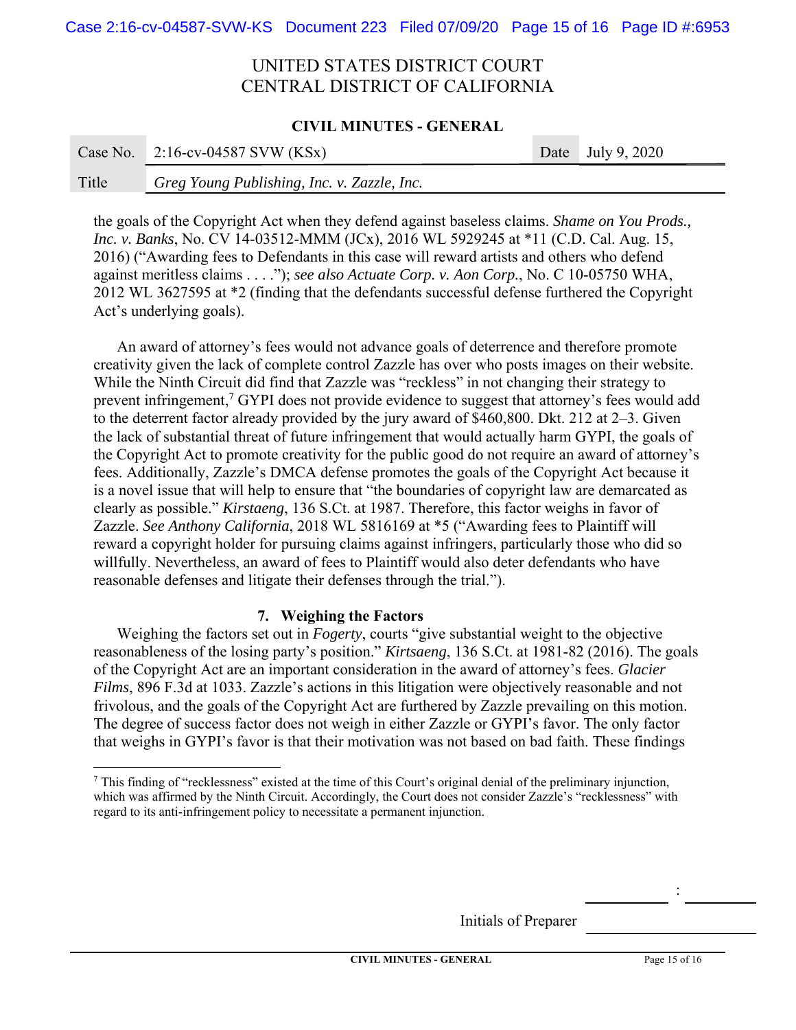the goals of the Copyright Act when they defend against baseless claims. *Shame on You Prods., Inc. v. Banks*, No. CV 14-03512-MMM (JCx), 2016 WL 5929245 at *11 (C.D. Cal. Aug. 15, 2016) ("Awarding fees to Defendants in this case will reward artists and others who defend against meritless claims . . . ."); *see also Actuate Corp. v. Aon Corp.*, No. C 10-05750 WHA, 2012 WL 3627595 at *2 (finding that the defendants successful defense furthered the Copyright Act's underlying goals).

An award of attorney's fees would not advance goals of deterrence and therefore promote creativity given the lack of complete control Zazzle has over who posts images on their website. While the Ninth Circuit did find that Zazzle was "reckless" in not changing their strategy to prevent infringement,[7] GYPI does not provide evidence to suggest that attorney's fees would add to the deterrent factor already provided by the jury award of $460,800. Dkt. 212 at 2–3. Given the lack of substantial threat of future infringement that would actually harm GYPI, the goals of the Copyright Act to promote creativity for the public good do not require an award of attorney's fees. Additionally, Zazzle's DMCA defense promotes the goals of the Copyright Act because it is a novel issue that will help to ensure that "the boundaries of copyright law are demarcated as clearly as possible." *Kirstaeng*, 136 S.Ct. at 1987. Therefore, this factor weighs in favor of Zazzle. *See Anthony California*, 2018 WL 5816169 at *5 ("Awarding fees to Plaintiff will reward a copyright holder for pursuing claims against infringers, particularly those who did so willfully. Nevertheless, an award of fees to Plaintiff would also deter defendants who have reasonable defenses and litigate their defenses through the trial.").

### 7. Weighing the Factors

Weighing the factors set out in *Fogerty*, courts "give substantial weight to the objective reasonableness of the losing party's position." *Kirtsaeng*, 136 S.Ct. at 1981-82 (2016). The goals of the Copyright Act are an important consideration in the award of attorney's fees. *Glacier Films*, 896 F.3d at 1033. Zazzle's actions in this litigation were objectively reasonable and not frivolous, and the goals of the Copyright Act are furthered by Zazzle prevailing on this motion. The degree of success factor does not weigh in either Zazzle or GYPI's favor. The only factor that weighs in GYPI's favor is that their motivation was not based on bad faith. These findings

[7] This finding of "recklessness" existed at the time of this Court's original denial of the preliminary injunction, which was affirmed by the Ninth Circuit. Accordingly, the Court does not consider Zazzle's "recklessness" with regard to its anti-infringement policy to necessitate a permanent injunction.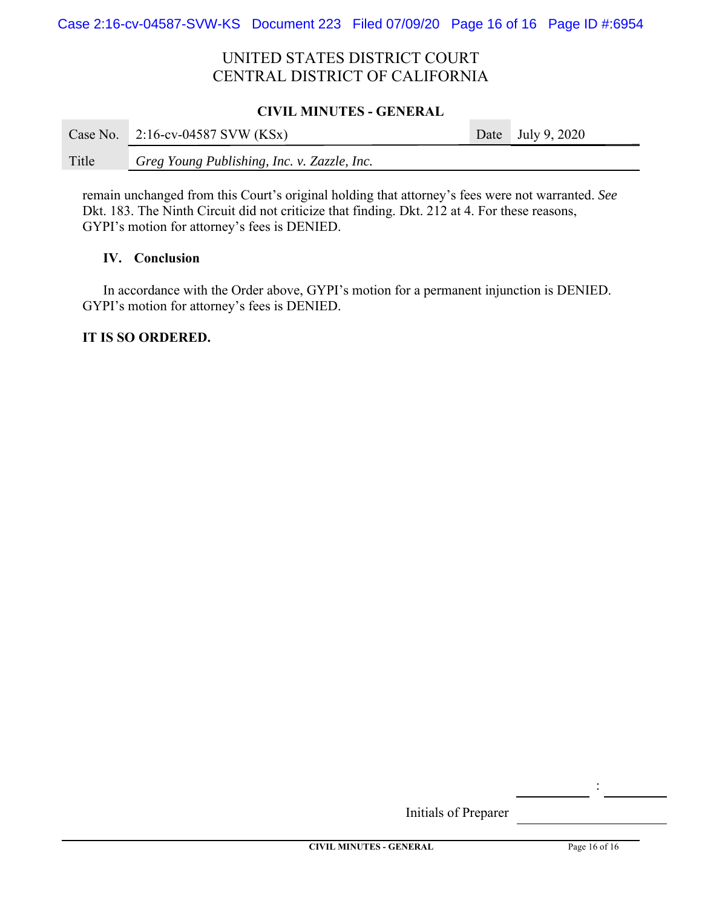remain unchanged from this Court's original holding that attorney's fees were not warranted. *See* Dkt. 183. The Ninth Circuit did not criticize that finding. Dkt. 212 at 4. For these reasons, GYPI's motion for attorney's fees is DENIED.

### IV. Conclusion

In accordance with the Order above, GYPI's motion for a permanent injunction is DENIED. GYPI's motion for attorney's fees is DENIED.

**IT IS SO ORDERED.**

:

Initials of Preparer